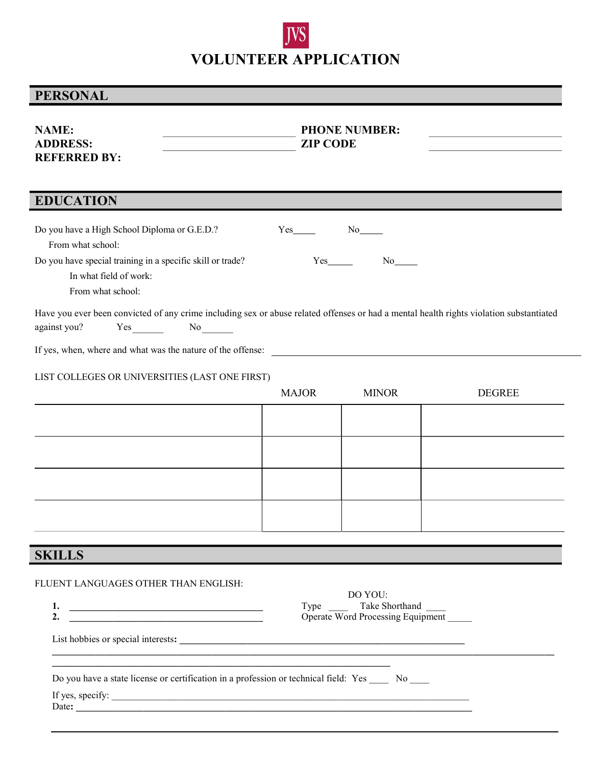JVS

# VOLUNTEER APPLICATION

## PERSONAL

**NAME:** ______________________ **PHONE NUMBER:** ______________________

**ADDRESS:** ______________________ **ZIP CODE** ______________________

**REFERRED BY:**

## EDUCATION

Do you have a High School Diploma or G.E.D.? Yes_____ No_____

From what school:

Do you have special training in a specific skill or trade? Yes_____ No_____

In what field of work:

From what school:

Have you ever been convicted of any crime including sex or abuse related offenses or had a mental health rights violation substantiated against you? Yes______ No______

If yes, when, where and what was the nature of the offense: ______________________________________________

LIST COLLEGES OR UNIVERSITIES (LAST ONE FIRST)

| | MAJOR | MINOR | DEGREE |
|---|---|---|---|
| | | | |
| | | | |
| | | | |
| | | | |

## SKILLS

FLUENT LANGUAGES OTHER THAN ENGLISH:

1. ________________________________________
2. ________________________________________

DO YOU:

Type ____ Take Shorthand ____

Operate Word Processing Equipment _____

List hobbies or special interests: ______________________________________________________________

______________________________________________________________________________________________

______________________________________________________________

Do you have a state license or certification in a profession or technical field: Yes ____ No ____

If yes, specify: ______________________________________________________________________________

Date: ___________________________________________________________________________________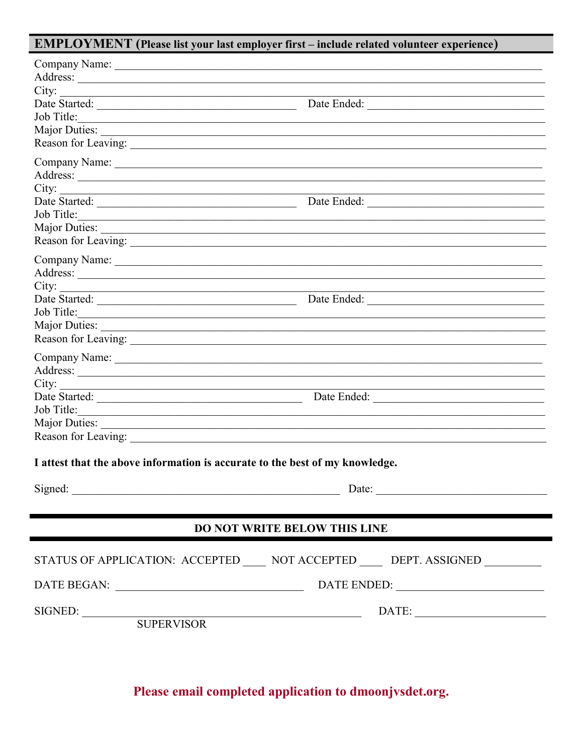## EMPLOYMENT (Please list your last employer first – include related volunteer experience)

Company Name: ______________________________________________

Address: ______________________________________________

City: ______________________________________________

Date Started: ______________________ Date Ended: ______________________

Job Title: ______________________________________________

Major Duties: ______________________________________________

Reason for Leaving: ______________________________________________

Company Name: ______________________________________________

Address: ______________________________________________

City: ______________________________________________

Date Started: ______________________ Date Ended: ______________________

Job Title: ______________________________________________

Major Duties: ______________________________________________

Reason for Leaving: ______________________________________________

Company Name: ______________________________________________

Address: ______________________________________________

City: ______________________________________________

Date Started: ______________________ Date Ended: ______________________

Job Title: ______________________________________________

Major Duties: ______________________________________________

Reason for Leaving: ______________________________________________

Company Name: ______________________________________________

Address: ______________________________________________

City: ______________________________________________

Date Started: ______________________ Date Ended: ______________________

Job Title: ______________________________________________

Major Duties: ______________________________________________

Reason for Leaving: ______________________________________________

**I attest that the above information is accurate to the best of my knowledge.**

Signed: ______________________________ Date: ______________________

---

**DO NOT WRITE BELOW THIS LINE**

---

STATUS OF APPLICATION: ACCEPTED ____ NOT ACCEPTED ____ DEPT. ASSIGNED __________

DATE BEGAN: ______________________ DATE ENDED: ______________________

SIGNED: ______________________________ DATE: ______________________
SUPERVISOR

**Please email completed application to dmoonjvsdet.org.**